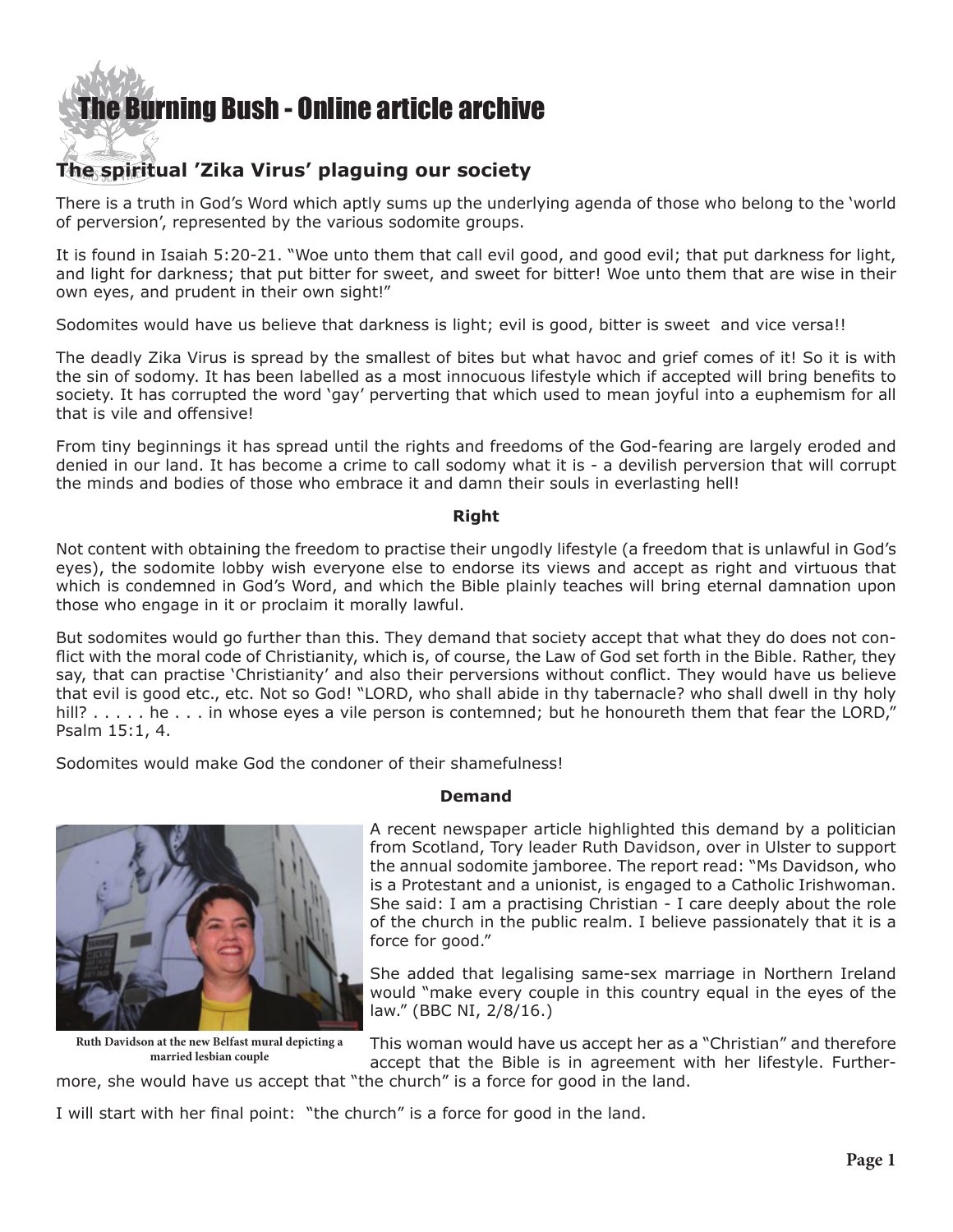# The Burning Bush - Online article archive

## The spiritual 'Zika Virus' plaguing our society

There is a truth in God's Word which aptly sums up the underlying agenda of those who belong to the 'world of perversion', represented by the various sodomite groups.

It is found in Isaiah 5:20-21. "Woe unto them that call evil good, and good evil; that put darkness for light, and light for darkness; that put bitter for sweet, and sweet for bitter! Woe unto them that are wise in their own eyes, and prudent in their own sight!"

Sodomites would have us believe that darkness is light; evil is good, bitter is sweet and vice versa!!

The deadly Zika Virus is spread by the smallest of bites but what havoc and grief comes of it! So it is with the sin of sodomy. It has been labelled as a most innocuous lifestyle which if accepted will bring benefits to society. It has corrupted the word 'gay' perverting that which used to mean joyful into a euphemism for all that is vile and offensive!

From tiny beginnings it has spread until the rights and freedoms of the God-fearing are largely eroded and denied in our land. It has become a crime to call sodomy what it is - a devilish perversion that will corrupt the minds and bodies of those who embrace it and damn their souls in everlasting hell!

**Right**

Not content with obtaining the freedom to practise their ungodly lifestyle (a freedom that is unlawful in God's eyes), the sodomite lobby wish everyone else to endorse its views and accept as right and virtuous that which is condemned in God's Word, and which the Bible plainly teaches will bring eternal damnation upon those who engage in it or proclaim it morally lawful.

But sodomites would go further than this. They demand that society accept that what they do does not conflict with the moral code of Christianity, which is, of course, the Law of God set forth in the Bible. Rather, they say, that can practise 'Christianity' and also their perversions without conflict. They would have us believe that evil is good etc., etc. Not so God! "LORD, who shall abide in thy tabernacle? who shall dwell in thy holy hill? . . . . . he . . . in whose eyes a vile person is contemned; but he honoureth them that fear the LORD," Psalm 15:1, 4.

Sodomites would make God the condoner of their shamefulness!

**Demand**

Ruth Davidson at the new Belfast mural depicting a married lesbian couple

A recent newspaper article highlighted this demand by a politician from Scotland, Tory leader Ruth Davidson, over in Ulster to support the annual sodomite jamboree. The report read: "Ms Davidson, who is a Protestant and a unionist, is engaged to a Catholic Irishwoman. She said: I am a practising Christian - I care deeply about the role of the church in the public realm. I believe passionately that it is a force for good."

She added that legalising same-sex marriage in Northern Ireland would "make every couple in this country equal in the eyes of the law." (BBC NI, 2/8/16.)

This woman would have us accept her as a "Christian" and therefore accept that the Bible is in agreement with her lifestyle. Furthermore, she would have us accept that "the church" is a force for good in the land.

I will start with her final point: "the church" is a force for good in the land.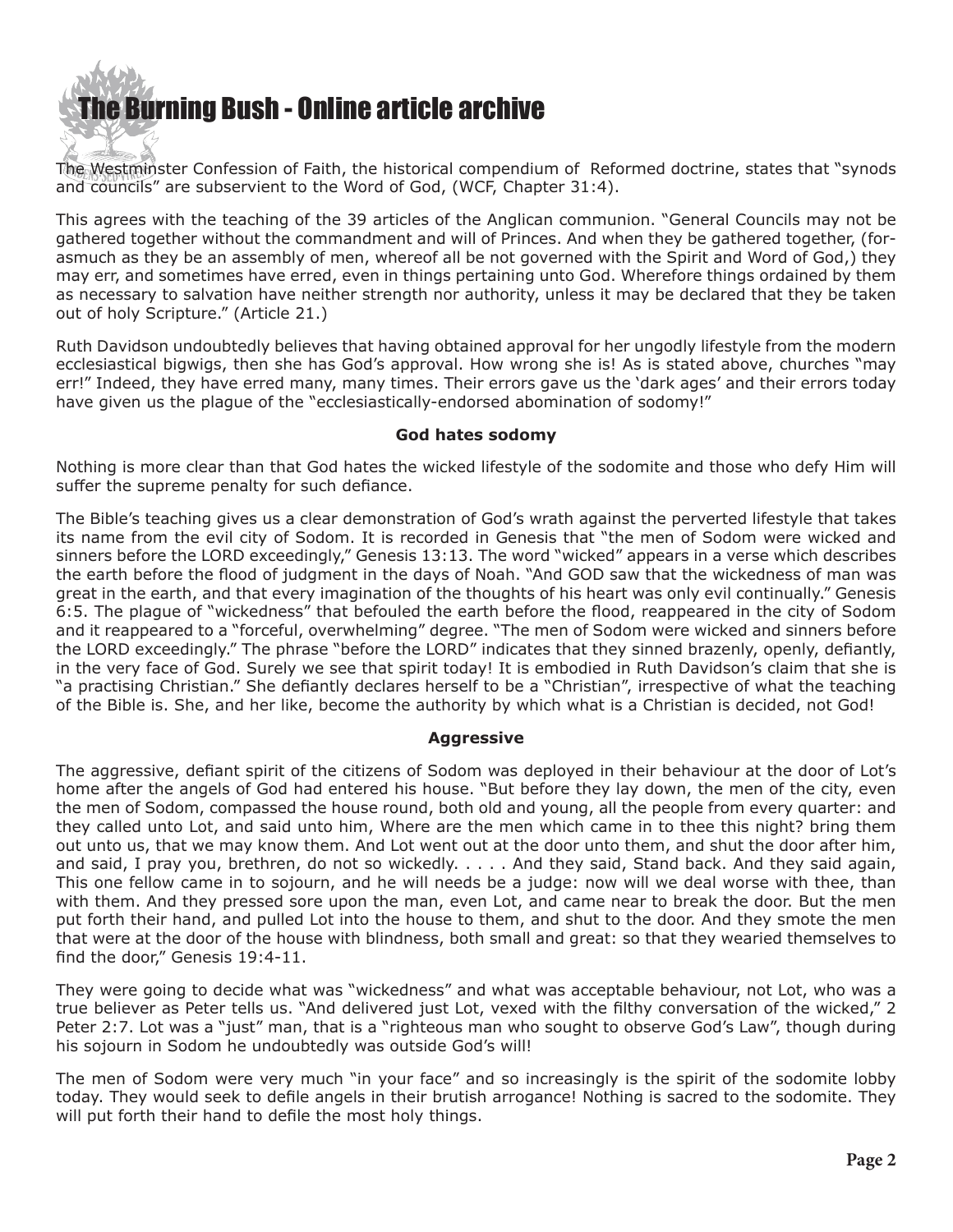The Westminster Confession of Faith, the historical compendium of Reformed doctrine, states that "synods and councils" are subservient to the Word of God, (WCF, Chapter 31:4).

This agrees with the teaching of the 39 articles of the Anglican communion. "General Councils may not be gathered together without the commandment and will of Princes. And when they be gathered together, (forasmuch as they be an assembly of men, whereof all be not governed with the Spirit and Word of God,) they may err, and sometimes have erred, even in things pertaining unto God. Wherefore things ordained by them as necessary to salvation have neither strength nor authority, unless it may be declared that they be taken out of holy Scripture." (Article 21.)

Ruth Davidson undoubtedly believes that having obtained approval for her ungodly lifestyle from the modern ecclesiastical bigwigs, then she has God's approval. How wrong she is! As is stated above, churches "may err!" Indeed, they have erred many, many times. Their errors gave us the 'dark ages' and their errors today have given us the plague of the "ecclesiastically-endorsed abomination of sodomy!"

**God hates sodomy**

Nothing is more clear than that God hates the wicked lifestyle of the sodomite and those who defy Him will suffer the supreme penalty for such defiance.

The Bible's teaching gives us a clear demonstration of God's wrath against the perverted lifestyle that takes its name from the evil city of Sodom. It is recorded in Genesis that "the men of Sodom were wicked and sinners before the LORD exceedingly," Genesis 13:13. The word "wicked" appears in a verse which describes the earth before the flood of judgment in the days of Noah. "And GOD saw that the wickedness of man was great in the earth, and that every imagination of the thoughts of his heart was only evil continually." Genesis 6:5. The plague of "wickedness" that befouled the earth before the flood, reappeared in the city of Sodom and it reappeared to a "forceful, overwhelming" degree. "The men of Sodom were wicked and sinners before the LORD exceedingly." The phrase "before the LORD" indicates that they sinned brazenly, openly, defiantly, in the very face of God. Surely we see that spirit today! It is embodied in Ruth Davidson's claim that she is "a practising Christian." She defiantly declares herself to be a "Christian", irrespective of what the teaching of the Bible is. She, and her like, become the authority by which what is a Christian is decided, not God!

**Aggressive**

The aggressive, defiant spirit of the citizens of Sodom was deployed in their behaviour at the door of Lot's home after the angels of God had entered his house. "But before they lay down, the men of the city, even the men of Sodom, compassed the house round, both old and young, all the people from every quarter: and they called unto Lot, and said unto him, Where are the men which came in to thee this night? bring them out unto us, that we may know them. And Lot went out at the door unto them, and shut the door after him, and said, I pray you, brethren, do not so wickedly. . . . . And they said, Stand back. And they said again, This one fellow came in to sojourn, and he will needs be a judge: now will we deal worse with thee, than with them. And they pressed sore upon the man, even Lot, and came near to break the door. But the men put forth their hand, and pulled Lot into the house to them, and shut to the door. And they smote the men that were at the door of the house with blindness, both small and great: so that they wearied themselves to find the door," Genesis 19:4-11.

They were going to decide what was "wickedness" and what was acceptable behaviour, not Lot, who was a true believer as Peter tells us. "And delivered just Lot, vexed with the filthy conversation of the wicked," 2 Peter 2:7. Lot was a "just" man, that is a "righteous man who sought to observe God's Law", though during his sojourn in Sodom he undoubtedly was outside God's will!

The men of Sodom were very much "in your face" and so increasingly is the spirit of the sodomite lobby today. They would seek to defile angels in their brutish arrogance! Nothing is sacred to the sodomite. They will put forth their hand to defile the most holy things.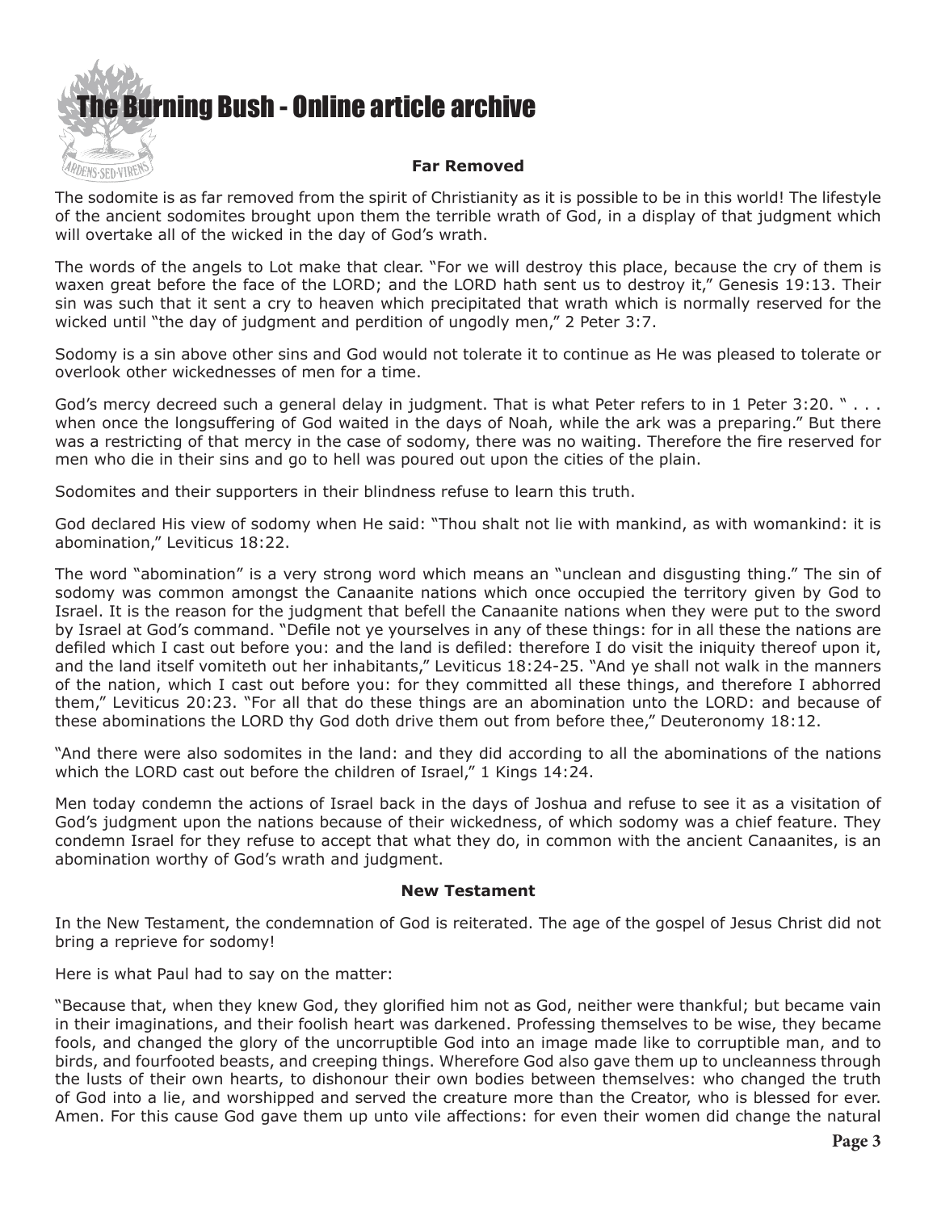### Far Removed

The sodomite is as far removed from the spirit of Christianity as it is possible to be in this world! The lifestyle of the ancient sodomites brought upon them the terrible wrath of God, in a display of that judgment which will overtake all of the wicked in the day of God's wrath.

The words of the angels to Lot make that clear. "For we will destroy this place, because the cry of them is waxen great before the face of the LORD; and the LORD hath sent us to destroy it," Genesis 19:13. Their sin was such that it sent a cry to heaven which precipitated that wrath which is normally reserved for the wicked until "the day of judgment and perdition of ungodly men," 2 Peter 3:7.

Sodomy is a sin above other sins and God would not tolerate it to continue as He was pleased to tolerate or overlook other wickednesses of men for a time.

God's mercy decreed such a general delay in judgment. That is what Peter refers to in 1 Peter 3:20. " . . . when once the longsuffering of God waited in the days of Noah, while the ark was a preparing." But there was a restricting of that mercy in the case of sodomy, there was no waiting. Therefore the fire reserved for men who die in their sins and go to hell was poured out upon the cities of the plain.

Sodomites and their supporters in their blindness refuse to learn this truth.

God declared His view of sodomy when He said: "Thou shalt not lie with mankind, as with womankind: it is abomination," Leviticus 18:22.

The word "abomination" is a very strong word which means an "unclean and disgusting thing." The sin of sodomy was common amongst the Canaanite nations which once occupied the territory given by God to Israel. It is the reason for the judgment that befell the Canaanite nations when they were put to the sword by Israel at God's command. "Defile not ye yourselves in any of these things: for in all these the nations are defiled which I cast out before you: and the land is defiled: therefore I do visit the iniquity thereof upon it, and the land itself vomiteth out her inhabitants," Leviticus 18:24-25. "And ye shall not walk in the manners of the nation, which I cast out before you: for they committed all these things, and therefore I abhorred them," Leviticus 20:23. "For all that do these things are an abomination unto the LORD: and because of these abominations the LORD thy God doth drive them out from before thee," Deuteronomy 18:12.

"And there were also sodomites in the land: and they did according to all the abominations of the nations which the LORD cast out before the children of Israel," 1 Kings 14:24.

Men today condemn the actions of Israel back in the days of Joshua and refuse to see it as a visitation of God's judgment upon the nations because of their wickedness, of which sodomy was a chief feature. They condemn Israel for they refuse to accept that what they do, in common with the ancient Canaanites, is an abomination worthy of God's wrath and judgment.

### New Testament

In the New Testament, the condemnation of God is reiterated. The age of the gospel of Jesus Christ did not bring a reprieve for sodomy!

Here is what Paul had to say on the matter:

"Because that, when they knew God, they glorified him not as God, neither were thankful; but became vain in their imaginations, and their foolish heart was darkened. Professing themselves to be wise, they became fools, and changed the glory of the uncorruptible God into an image made like to corruptible man, and to birds, and fourfooted beasts, and creeping things. Wherefore God also gave them up to uncleanness through the lusts of their own hearts, to dishonour their own bodies between themselves: who changed the truth of God into a lie, and worshipped and served the creature more than the Creator, who is blessed for ever. Amen. For this cause God gave them up unto vile affections: for even their women did change the natural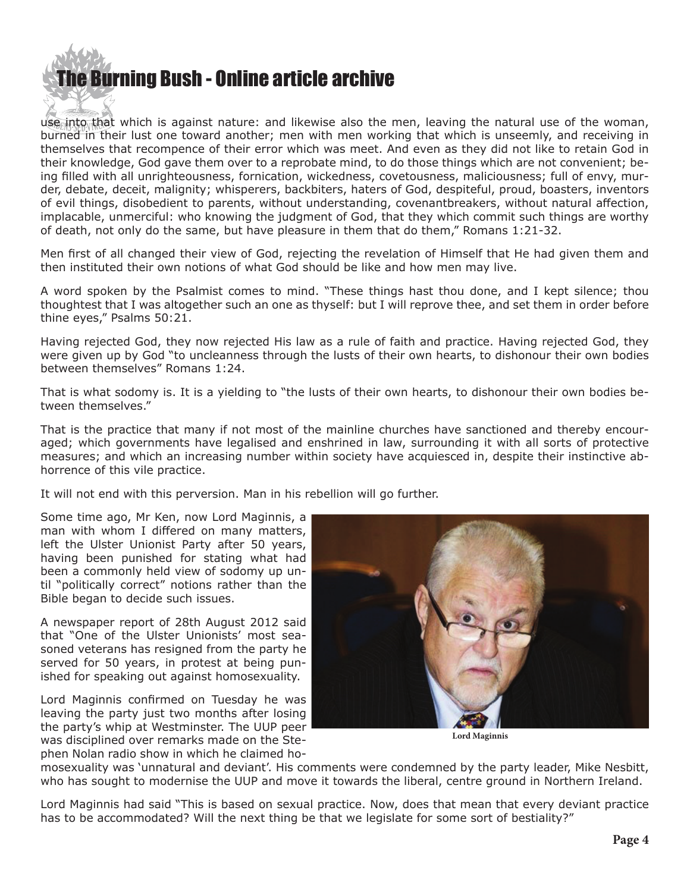use into that which is against nature: and likewise also the men, leaving the natural use of the woman, burned in their lust one toward another; men with men working that which is unseemly, and receiving in themselves that recompence of their error which was meet. And even as they did not like to retain God in their knowledge, God gave them over to a reprobate mind, to do those things which are not convenient; being filled with all unrighteousness, fornication, wickedness, covetousness, maliciousness; full of envy, murder, debate, deceit, malignity; whisperers, backbiters, haters of God, despiteful, proud, boasters, inventors of evil things, disobedient to parents, without understanding, covenantbreakers, without natural affection, implacable, unmerciful: who knowing the judgment of God, that they which commit such things are worthy of death, not only do the same, but have pleasure in them that do them," Romans 1:21-32.

Men first of all changed their view of God, rejecting the revelation of Himself that He had given them and then instituted their own notions of what God should be like and how men may live.

A word spoken by the Psalmist comes to mind. "These things hast thou done, and I kept silence; thou thoughtest that I was altogether such an one as thyself: but I will reprove thee, and set them in order before thine eyes," Psalms 50:21.

Having rejected God, they now rejected His law as a rule of faith and practice. Having rejected God, they were given up by God "to uncleanness through the lusts of their own hearts, to dishonour their own bodies between themselves" Romans 1:24.

That is what sodomy is. It is a yielding to "the lusts of their own hearts, to dishonour their own bodies between themselves."

That is the practice that many if not most of the mainline churches have sanctioned and thereby encouraged; which governments have legalised and enshrined in law, surrounding it with all sorts of protective measures; and which an increasing number within society have acquiesced in, despite their instinctive abhorrence of this vile practice.

It will not end with this perversion. Man in his rebellion will go further.

Some time ago, Mr Ken, now Lord Maginnis, a man with whom I differed on many matters, left the Ulster Unionist Party after 50 years, having been punished for stating what had been a commonly held view of sodomy up until "politically correct" notions rather than the Bible began to decide such issues.

A newspaper report of 28th August 2012 said that "One of the Ulster Unionists' most seasoned veterans has resigned from the party he served for 50 years, in protest at being punished for speaking out against homosexuality.

Lord Maginnis confirmed on Tuesday he was leaving the party just two months after losing the party's whip at Westminster. The UUP peer was disciplined over remarks made on the Stephen Nolan radio show in which he claimed homosexuality was 'unnatural and deviant'. His comments were condemned by the party leader, Mike Nesbitt, who has sought to modernise the UUP and move it towards the liberal, centre ground in Northern Ireland.

Lord Maginnis

Lord Maginnis had said "This is based on sexual practice. Now, does that mean that every deviant practice has to be accommodated? Will the next thing be that we legislate for some sort of bestiality?"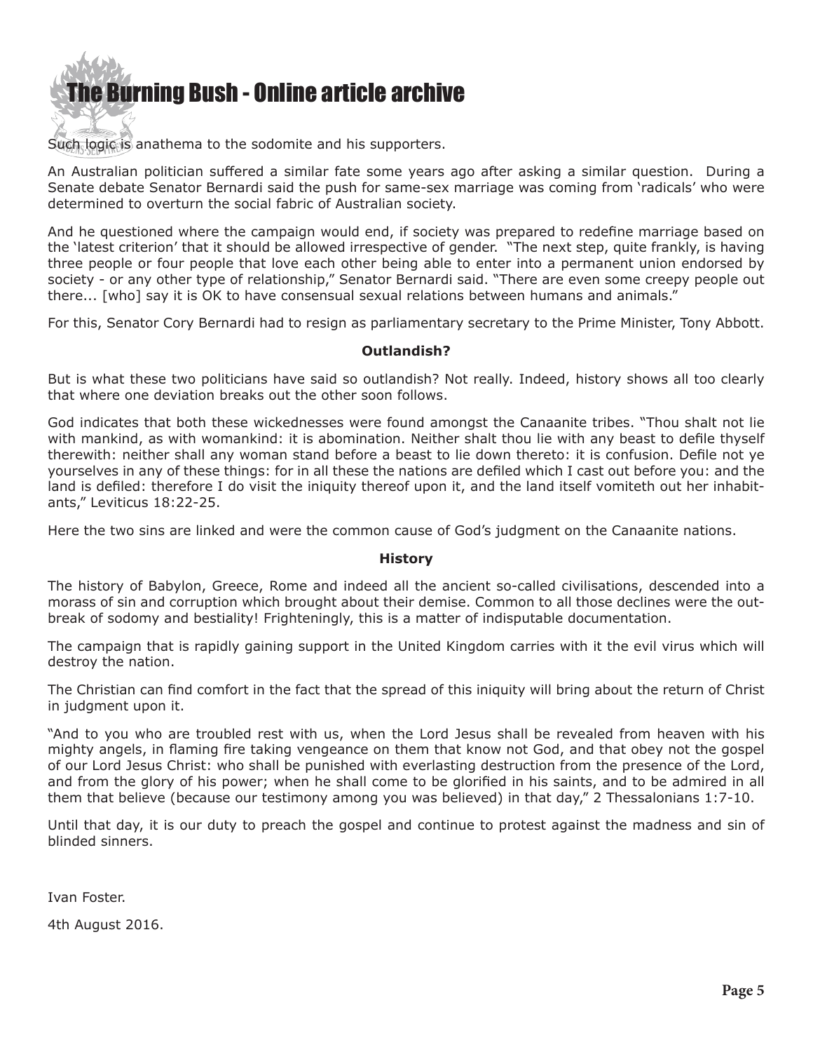Such logic is anathema to the sodomite and his supporters.

An Australian politician suffered a similar fate some years ago after asking a similar question. During a Senate debate Senator Bernardi said the push for same-sex marriage was coming from 'radicals' who were determined to overturn the social fabric of Australian society.

And he questioned where the campaign would end, if society was prepared to redefine marriage based on the 'latest criterion' that it should be allowed irrespective of gender. "The next step, quite frankly, is having three people or four people that love each other being able to enter into a permanent union endorsed by society - or any other type of relationship," Senator Bernardi said. "There are even some creepy people out there... [who] say it is OK to have consensual sexual relations between humans and animals."

For this, Senator Cory Bernardi had to resign as parliamentary secretary to the Prime Minister, Tony Abbott.

**Outlandish?**

But is what these two politicians have said so outlandish? Not really. Indeed, history shows all too clearly that where one deviation breaks out the other soon follows.

God indicates that both these wickednesses were found amongst the Canaanite tribes. "Thou shalt not lie with mankind, as with womankind: it is abomination. Neither shalt thou lie with any beast to defile thyself therewith: neither shall any woman stand before a beast to lie down thereto: it is confusion. Defile not ye yourselves in any of these things: for in all these the nations are defiled which I cast out before you: and the land is defiled: therefore I do visit the iniquity thereof upon it, and the land itself vomiteth out her inhabitants," Leviticus 18:22-25.

Here the two sins are linked and were the common cause of God's judgment on the Canaanite nations.

**History**

The history of Babylon, Greece, Rome and indeed all the ancient so-called civilisations, descended into a morass of sin and corruption which brought about their demise. Common to all those declines were the outbreak of sodomy and bestiality! Frighteningly, this is a matter of indisputable documentation.

The campaign that is rapidly gaining support in the United Kingdom carries with it the evil virus which will destroy the nation.

The Christian can find comfort in the fact that the spread of this iniquity will bring about the return of Christ in judgment upon it.

"And to you who are troubled rest with us, when the Lord Jesus shall be revealed from heaven with his mighty angels, in flaming fire taking vengeance on them that know not God, and that obey not the gospel of our Lord Jesus Christ: who shall be punished with everlasting destruction from the presence of the Lord, and from the glory of his power; when he shall come to be glorified in his saints, and to be admired in all them that believe (because our testimony among you was believed) in that day," 2 Thessalonians 1:7-10.

Until that day, it is our duty to preach the gospel and continue to protest against the madness and sin of blinded sinners.

Ivan Foster.

4th August 2016.